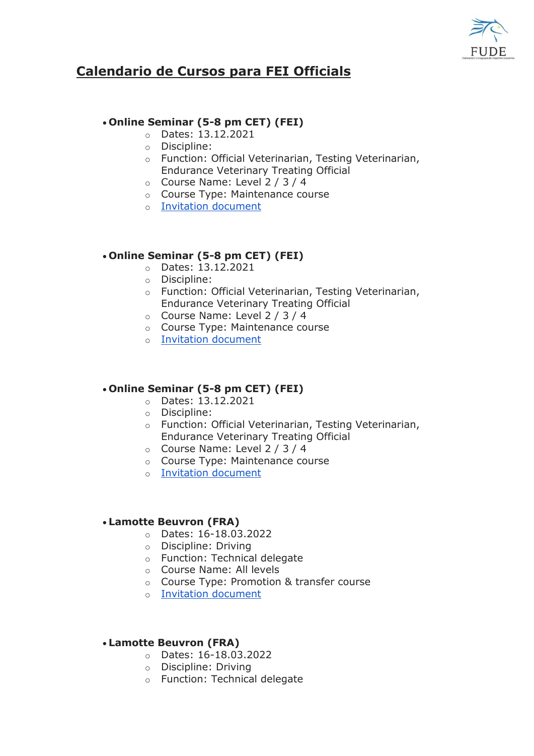# Calendario de Cursos para FEI Officials

- **Online Seminar (5-8 pm CET) (FEI)**
  - Dates: 13.12.2021
  - Discipline:
  - Function: Official Veterinarian, Testing Veterinarian, Endurance Veterinary Treating Official
  - Course Name: Level 2 / 3 / 4
  - Course Type: Maintenance course
  - Invitation document

- **Online Seminar (5-8 pm CET) (FEI)**
  - Dates: 13.12.2021
  - Discipline:
  - Function: Official Veterinarian, Testing Veterinarian, Endurance Veterinary Treating Official
  - Course Name: Level 2 / 3 / 4
  - Course Type: Maintenance course
  - Invitation document

- **Online Seminar (5-8 pm CET) (FEI)**
  - Dates: 13.12.2021
  - Discipline:
  - Function: Official Veterinarian, Testing Veterinarian, Endurance Veterinary Treating Official
  - Course Name: Level 2 / 3 / 4
  - Course Type: Maintenance course
  - Invitation document

- **Lamotte Beuvron (FRA)**
  - Dates: 16-18.03.2022
  - Discipline: Driving
  - Function: Technical delegate
  - Course Name: All levels
  - Course Type: Promotion & transfer course
  - Invitation document

- **Lamotte Beuvron (FRA)**
  - Dates: 16-18.03.2022
  - Discipline: Driving
  - Function: Technical delegate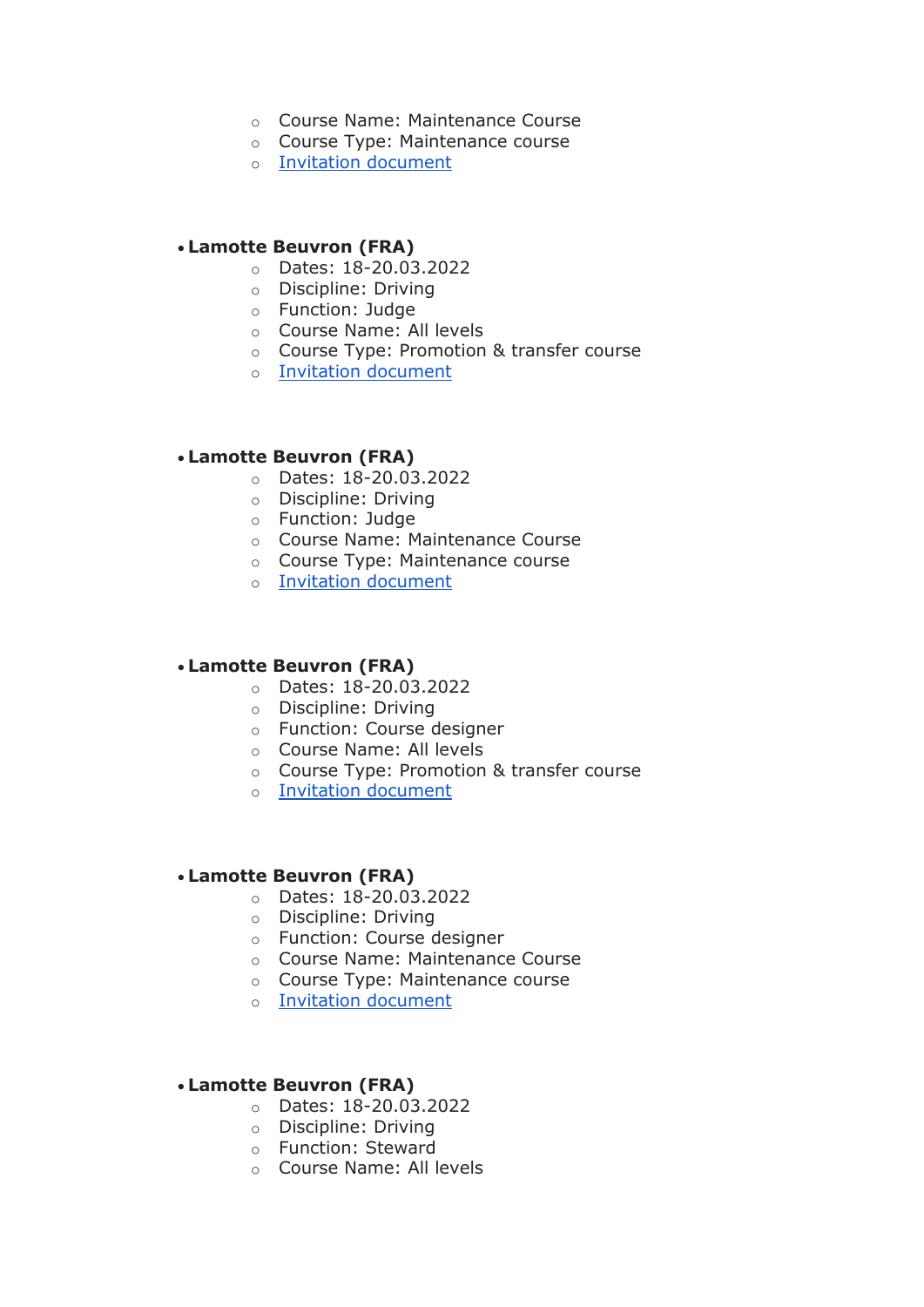- Course Name: Maintenance Course
  - Course Type: Maintenance course
  - [Invitation document]

- **Lamotte Beuvron (FRA)**
  - Dates: 18-20.03.2022
  - Discipline: Driving
  - Function: Judge
  - Course Name: All levels
  - Course Type: Promotion & transfer course
  - [Invitation document]

- **Lamotte Beuvron (FRA)**
  - Dates: 18-20.03.2022
  - Discipline: Driving
  - Function: Judge
  - Course Name: Maintenance Course
  - Course Type: Maintenance course
  - [Invitation document]

- **Lamotte Beuvron (FRA)**
  - Dates: 18-20.03.2022
  - Discipline: Driving
  - Function: Course designer
  - Course Name: All levels
  - Course Type: Promotion & transfer course
  - [Invitation document]

- **Lamotte Beuvron (FRA)**
  - Dates: 18-20.03.2022
  - Discipline: Driving
  - Function: Course designer
  - Course Name: Maintenance Course
  - Course Type: Maintenance course
  - [Invitation document]

- **Lamotte Beuvron (FRA)**
  - Dates: 18-20.03.2022
  - Discipline: Driving
  - Function: Steward
  - Course Name: All levels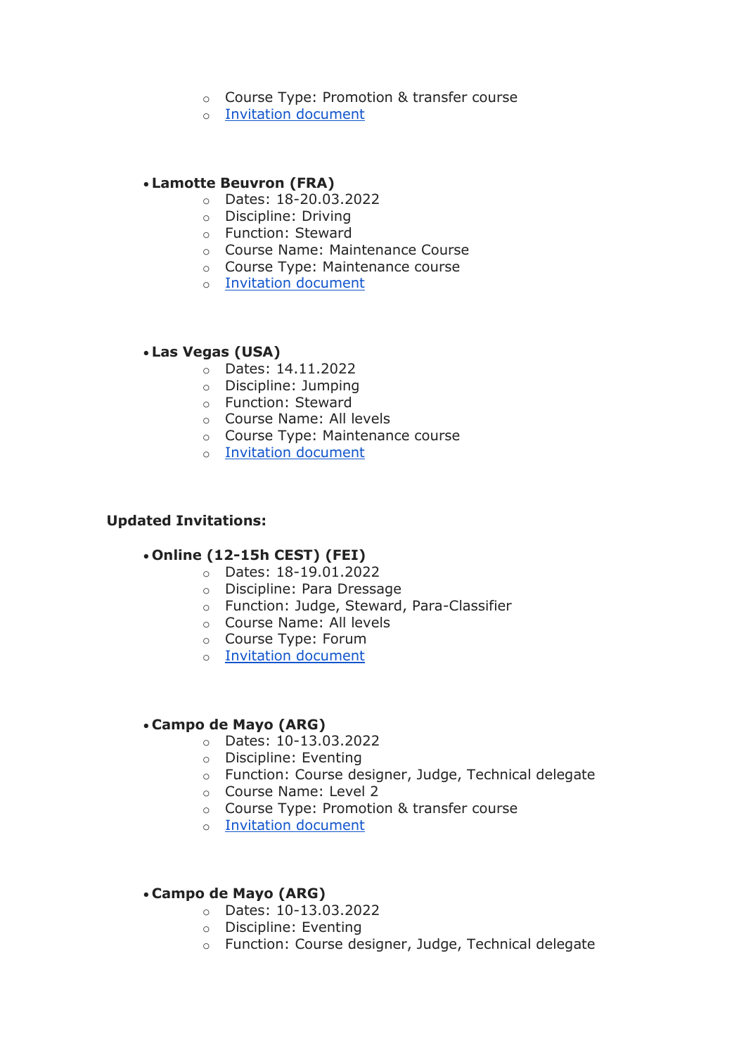- Course Type: Promotion & transfer course
   - Invitation document

- **Lamotte Beuvron (FRA)**
   - Dates: 18-20.03.2022
   - Discipline: Driving
   - Function: Steward
   - Course Name: Maintenance Course
   - Course Type: Maintenance course
   - Invitation document

- **Las Vegas (USA)**
   - Dates: 14.11.2022
   - Discipline: Jumping
   - Function: Steward
   - Course Name: All levels
   - Course Type: Maintenance course
   - Invitation document

**Updated Invitations:**

- **Online (12-15h CEST) (FEI)**
   - Dates: 18-19.01.2022
   - Discipline: Para Dressage
   - Function: Judge, Steward, Para-Classifier
   - Course Name: All levels
   - Course Type: Forum
   - Invitation document

- **Campo de Mayo (ARG)**
   - Dates: 10-13.03.2022
   - Discipline: Eventing
   - Function: Course designer, Judge, Technical delegate
   - Course Name: Level 2
   - Course Type: Promotion & transfer course
   - Invitation document

- **Campo de Mayo (ARG)**
   - Dates: 10-13.03.2022
   - Discipline: Eventing
   - Function: Course designer, Judge, Technical delegate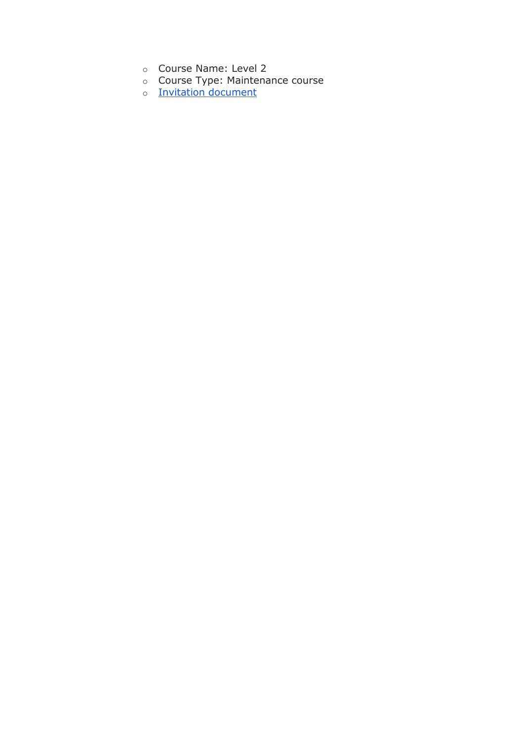- Course Name: Level 2
- Course Type: Maintenance course
- Invitation document